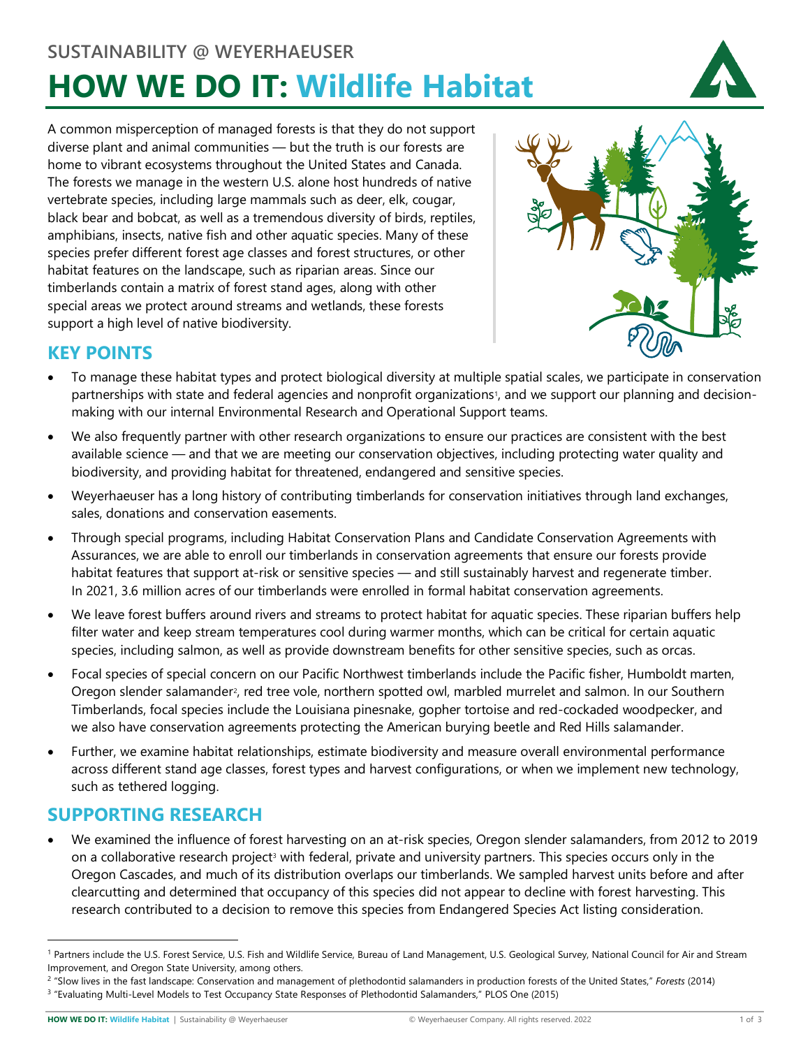SUSTAINABILITY @ WEYERHAEUSER

# HOW WE DO IT: Wildlife Habitat

A common misperception of managed forests is that they do not support diverse plant and animal communities — but the truth is our forests are home to vibrant ecosystems throughout the United States and Canada. The forests we manage in the western U.S. alone host hundreds of native vertebrate species, including large mammals such as deer, elk, cougar, black bear and bobcat, as well as a tremendous diversity of birds, reptiles, amphibians, insects, native fish and other aquatic species. Many of these species prefer different forest age classes and forest structures, or other habitat features on the landscape, such as riparian areas. Since our timberlands contain a matrix of forest stand ages, along with other special areas we protect around streams and wetlands, these forests support a high level of native biodiversity.

## KEY POINTS

- To manage these habitat types and protect biological diversity at multiple spatial scales, we participate in conservation partnerships with state and federal agencies and nonprofit organizations[1], and we support our planning and decision-making with our internal Environmental Research and Operational Support teams.
- We also frequently partner with other research organizations to ensure our practices are consistent with the best available science — and that we are meeting our conservation objectives, including protecting water quality and biodiversity, and providing habitat for threatened, endangered and sensitive species.
- Weyerhaeuser has a long history of contributing timberlands for conservation initiatives through land exchanges, sales, donations and conservation easements.
- Through special programs, including Habitat Conservation Plans and Candidate Conservation Agreements with Assurances, we are able to enroll our timberlands in conservation agreements that ensure our forests provide habitat features that support at-risk or sensitive species — and still sustainably harvest and regenerate timber. In 2021, 3.6 million acres of our timberlands were enrolled in formal habitat conservation agreements.
- We leave forest buffers around rivers and streams to protect habitat for aquatic species. These riparian buffers help filter water and keep stream temperatures cool during warmer months, which can be critical for certain aquatic species, including salmon, as well as provide downstream benefits for other sensitive species, such as orcas.
- Focal species of special concern on our Pacific Northwest timberlands include the Pacific fisher, Humboldt marten, Oregon slender salamander[2], red tree vole, northern spotted owl, marbled murrelet and salmon. In our Southern Timberlands, focal species include the Louisiana pinesnake, gopher tortoise and red-cockaded woodpecker, and we also have conservation agreements protecting the American burying beetle and Red Hills salamander.
- Further, we examine habitat relationships, estimate biodiversity and measure overall environmental performance across different stand age classes, forest types and harvest configurations, or when we implement new technology, such as tethered logging.

## SUPPORTING RESEARCH

- We examined the influence of forest harvesting on an at-risk species, Oregon slender salamanders, from 2012 to 2019 on a collaborative research project[3] with federal, private and university partners. This species occurs only in the Oregon Cascades, and much of its distribution overlaps our timberlands. We sampled harvest units before and after clearcutting and determined that occupancy of this species did not appear to decline with forest harvesting. This research contributed to a decision to remove this species from Endangered Species Act listing consideration.

---

[1] Partners include the U.S. Forest Service, U.S. Fish and Wildlife Service, Bureau of Land Management, U.S. Geological Survey, National Council for Air and Stream Improvement, and Oregon State University, among others.

[2] "Slow lives in the fast landscape: Conservation and management of plethodontid salamanders in production forests of the United States," *Forests* (2014)

[3] "Evaluating Multi-Level Models to Test Occupancy State Responses of Plethodontid Salamanders," PLOS One (2015)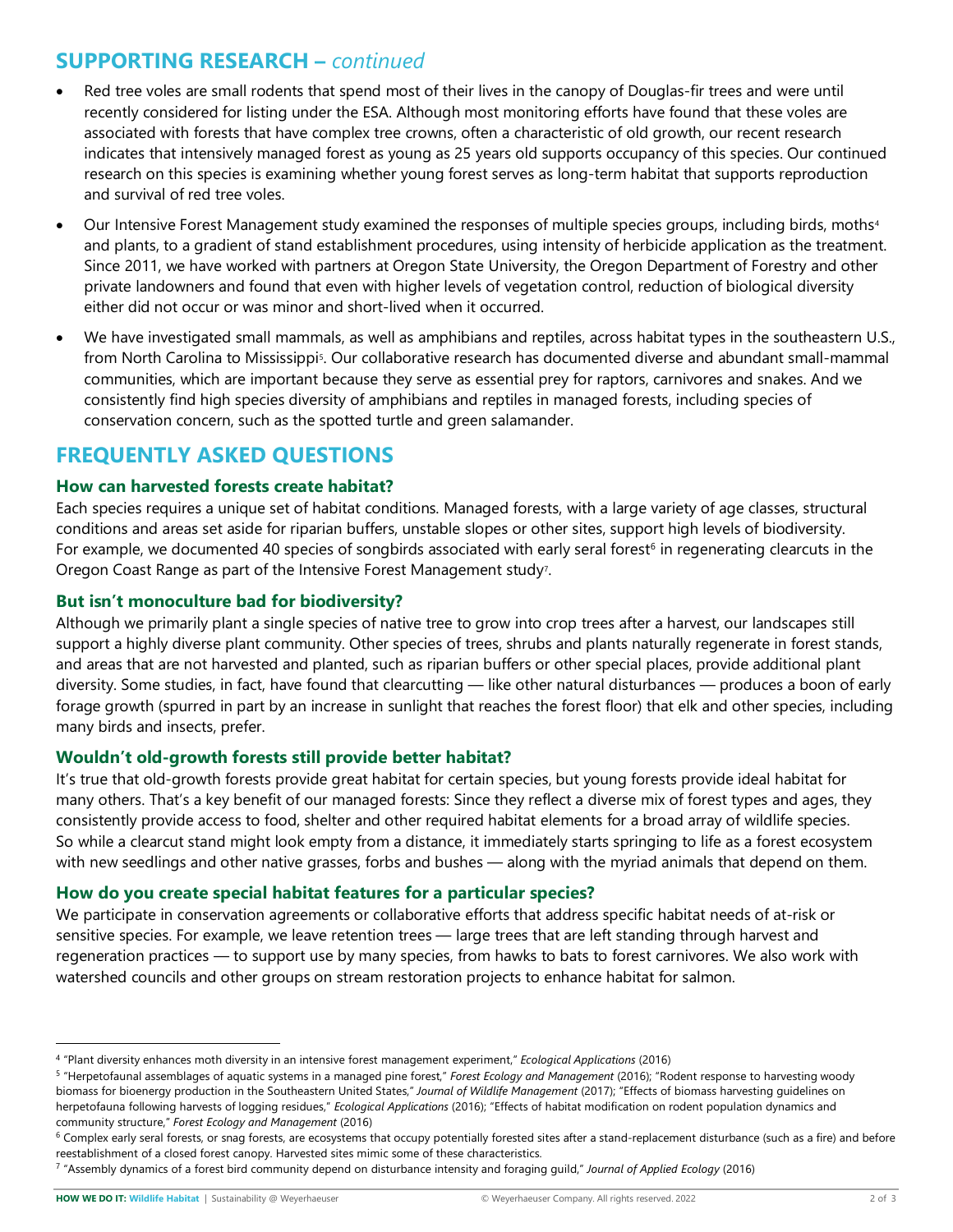## SUPPORTING RESEARCH – *continued*

- Red tree voles are small rodents that spend most of their lives in the canopy of Douglas-fir trees and were until recently considered for listing under the ESA. Although most monitoring efforts have found that these voles are associated with forests that have complex tree crowns, often a characteristic of old growth, our recent research indicates that intensively managed forest as young as 25 years old supports occupancy of this species. Our continued research on this species is examining whether young forest serves as long-term habitat that supports reproduction and survival of red tree voles.
- Our Intensive Forest Management study examined the responses of multiple species groups, including birds, moths[4] and plants, to a gradient of stand establishment procedures, using intensity of herbicide application as the treatment. Since 2011, we have worked with partners at Oregon State University, the Oregon Department of Forestry and other private landowners and found that even with higher levels of vegetation control, reduction of biological diversity either did not occur or was minor and short-lived when it occurred.
- We have investigated small mammals, as well as amphibians and reptiles, across habitat types in the southeastern U.S., from North Carolina to Mississippi[5]. Our collaborative research has documented diverse and abundant small-mammal communities, which are important because they serve as essential prey for raptors, carnivores and snakes. And we consistently find high species diversity of amphibians and reptiles in managed forests, including species of conservation concern, such as the spotted turtle and green salamander.

## FREQUENTLY ASKED QUESTIONS

### How can harvested forests create habitat?

Each species requires a unique set of habitat conditions. Managed forests, with a large variety of age classes, structural conditions and areas set aside for riparian buffers, unstable slopes or other sites, support high levels of biodiversity. For example, we documented 40 species of songbirds associated with early seral forest[6] in regenerating clearcuts in the Oregon Coast Range as part of the Intensive Forest Management study[7].

### But isn't monoculture bad for biodiversity?

Although we primarily plant a single species of native tree to grow into crop trees after a harvest, our landscapes still support a highly diverse plant community. Other species of trees, shrubs and plants naturally regenerate in forest stands, and areas that are not harvested and planted, such as riparian buffers or other special places, provide additional plant diversity. Some studies, in fact, have found that clearcutting — like other natural disturbances — produces a boon of early forage growth (spurred in part by an increase in sunlight that reaches the forest floor) that elk and other species, including many birds and insects, prefer.

### Wouldn't old-growth forests still provide better habitat?

It's true that old-growth forests provide great habitat for certain species, but young forests provide ideal habitat for many others. That's a key benefit of our managed forests: Since they reflect a diverse mix of forest types and ages, they consistently provide access to food, shelter and other required habitat elements for a broad array of wildlife species. So while a clearcut stand might look empty from a distance, it immediately starts springing to life as a forest ecosystem with new seedlings and other native grasses, forbs and bushes — along with the myriad animals that depend on them.

### How do you create special habitat features for a particular species?

We participate in conservation agreements or collaborative efforts that address specific habitat needs of at-risk or sensitive species. For example, we leave retention trees — large trees that are left standing through harvest and regeneration practices — to support use by many species, from hawks to bats to forest carnivores. We also work with watershed councils and other groups on stream restoration projects to enhance habitat for salmon.

---

[4] "Plant diversity enhances moth diversity in an intensive forest management experiment," *Ecological Applications* (2016)

[5] "Herpetofaunal assemblages of aquatic systems in a managed pine forest," *Forest Ecology and Management* (2016); "Rodent response to harvesting woody biomass for bioenergy production in the Southeastern United States," *Journal of Wildlife Management* (2017); "Effects of biomass harvesting guidelines on herpetofauna following harvests of logging residues," *Ecological Applications* (2016); "Effects of habitat modification on rodent population dynamics and community structure," *Forest Ecology and Management* (2016)

[6] Complex early seral forests, or snag forests, are ecosystems that occupy potentially forested sites after a stand-replacement disturbance (such as a fire) and before reestablishment of a closed forest canopy. Harvested sites mimic some of these characteristics.

[7] "Assembly dynamics of a forest bird community depend on disturbance intensity and foraging guild," *Journal of Applied Ecology* (2016)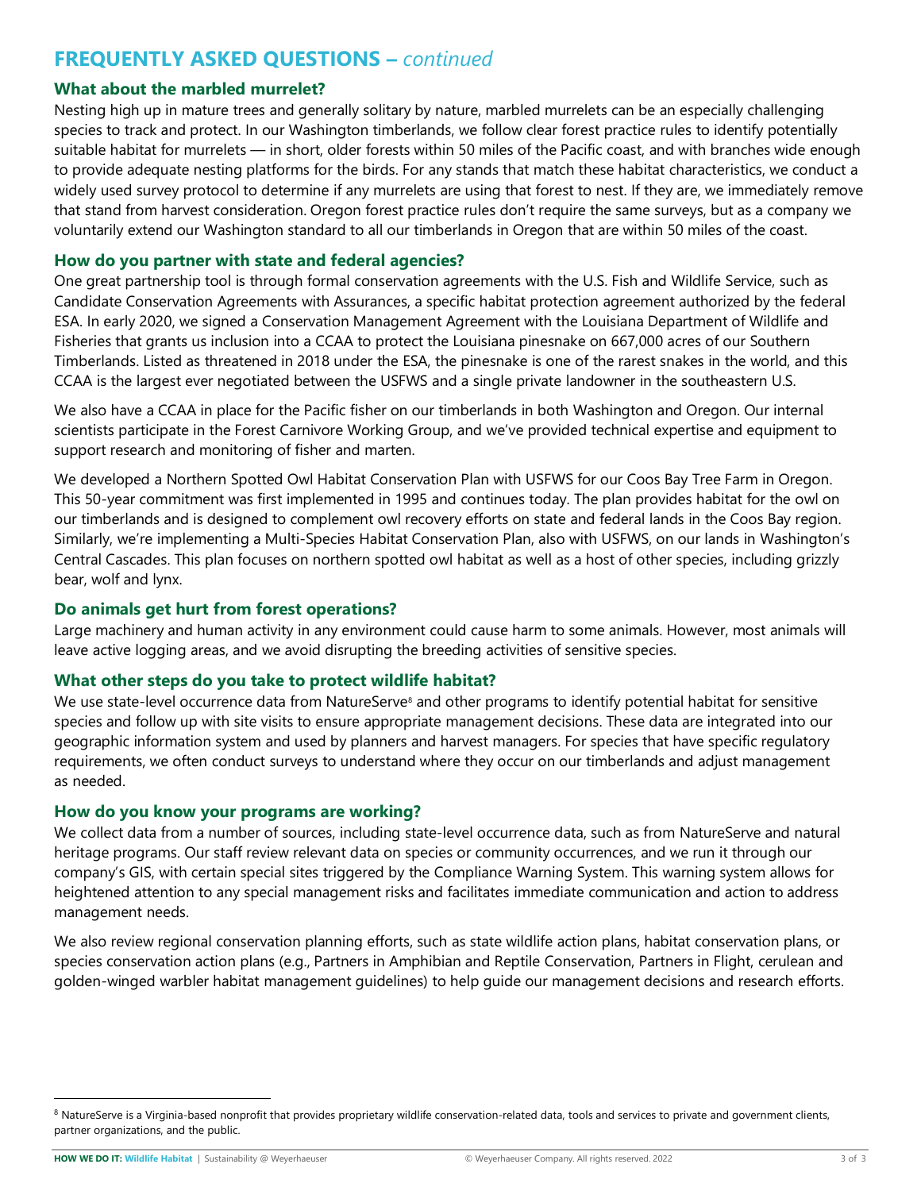# FREQUENTLY ASKED QUESTIONS – *continued*

### What about the marbled murrelet?

Nesting high up in mature trees and generally solitary by nature, marbled murrelets can be an especially challenging species to track and protect. In our Washington timberlands, we follow clear forest practice rules to identify potentially suitable habitat for murrelets — in short, older forests within 50 miles of the Pacific coast, and with branches wide enough to provide adequate nesting platforms for the birds. For any stands that match these habitat characteristics, we conduct a widely used survey protocol to determine if any murrelets are using that forest to nest. If they are, we immediately remove that stand from harvest consideration. Oregon forest practice rules don't require the same surveys, but as a company we voluntarily extend our Washington standard to all our timberlands in Oregon that are within 50 miles of the coast.

### How do you partner with state and federal agencies?

One great partnership tool is through formal conservation agreements with the U.S. Fish and Wildlife Service, such as Candidate Conservation Agreements with Assurances, a specific habitat protection agreement authorized by the federal ESA. In early 2020, we signed a Conservation Management Agreement with the Louisiana Department of Wildlife and Fisheries that grants us inclusion into a CCAA to protect the Louisiana pinesnake on 667,000 acres of our Southern Timberlands. Listed as threatened in 2018 under the ESA, the pinesnake is one of the rarest snakes in the world, and this CCAA is the largest ever negotiated between the USFWS and a single private landowner in the southeastern U.S.

We also have a CCAA in place for the Pacific fisher on our timberlands in both Washington and Oregon. Our internal scientists participate in the Forest Carnivore Working Group, and we've provided technical expertise and equipment to support research and monitoring of fisher and marten.

We developed a Northern Spotted Owl Habitat Conservation Plan with USFWS for our Coos Bay Tree Farm in Oregon. This 50-year commitment was first implemented in 1995 and continues today. The plan provides habitat for the owl on our timberlands and is designed to complement owl recovery efforts on state and federal lands in the Coos Bay region. Similarly, we're implementing a Multi-Species Habitat Conservation Plan, also with USFWS, on our lands in Washington's Central Cascades. This plan focuses on northern spotted owl habitat as well as a host of other species, including grizzly bear, wolf and lynx.

### Do animals get hurt from forest operations?

Large machinery and human activity in any environment could cause harm to some animals. However, most animals will leave active logging areas, and we avoid disrupting the breeding activities of sensitive species.

### What other steps do you take to protect wildlife habitat?

We use state-level occurrence data from NatureServe[8] and other programs to identify potential habitat for sensitive species and follow up with site visits to ensure appropriate management decisions. These data are integrated into our geographic information system and used by planners and harvest managers. For species that have specific regulatory requirements, we often conduct surveys to understand where they occur on our timberlands and adjust management as needed.

### How do you know your programs are working?

We collect data from a number of sources, including state-level occurrence data, such as from NatureServe and natural heritage programs. Our staff review relevant data on species or community occurrences, and we run it through our company's GIS, with certain special sites triggered by the Compliance Warning System. This warning system allows for heightened attention to any special management risks and facilitates immediate communication and action to address management needs.

We also review regional conservation planning efforts, such as state wildlife action plans, habitat conservation plans, or species conservation action plans (e.g., Partners in Amphibian and Reptile Conservation, Partners in Flight, cerulean and golden-winged warbler habitat management guidelines) to help guide our management decisions and research efforts.

---

[8] NatureServe is a Virginia-based nonprofit that provides proprietary wildlife conservation-related data, tools and services to private and government clients, partner organizations, and the public.